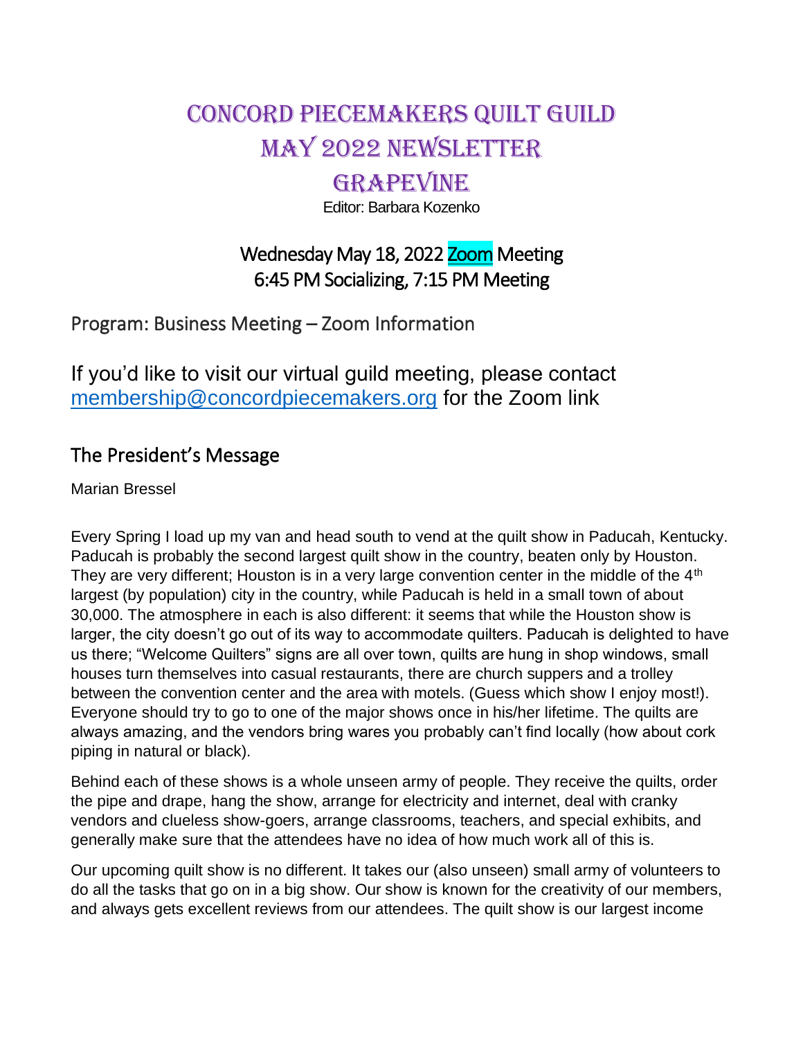# Concord Piecemakers Quilt Guild
# May 2022 Newsletter
# Grapevine

Editor: Barbara Kozenko

## Wednesday May 18, 2022 Zoom Meeting
## 6:45 PM Socializing, 7:15 PM Meeting

### Program: Business Meeting – Zoom Information

If you'd like to visit our virtual guild meeting, please contact membership@concordpiecemakers.org for the Zoom link

## The President's Message

Marian Bressel

Every Spring I load up my van and head south to vend at the quilt show in Paducah, Kentucky. Paducah is probably the second largest quilt show in the country, beaten only by Houston. They are very different; Houston is in a very large convention center in the middle of the 4th largest (by population) city in the country, while Paducah is held in a small town of about 30,000. The atmosphere in each is also different: it seems that while the Houston show is larger, the city doesn't go out of its way to accommodate quilters. Paducah is delighted to have us there; "Welcome Quilters" signs are all over town, quilts are hung in shop windows, small houses turn themselves into casual restaurants, there are church suppers and a trolley between the convention center and the area with motels. (Guess which show I enjoy most!). Everyone should try to go to one of the major shows once in his/her lifetime. The quilts are always amazing, and the vendors bring wares you probably can't find locally (how about cork piping in natural or black).

Behind each of these shows is a whole unseen army of people. They receive the quilts, order the pipe and drape, hang the show, arrange for electricity and internet, deal with cranky vendors and clueless show-goers, arrange classrooms, teachers, and special exhibits, and generally make sure that the attendees have no idea of how much work all of this is.

Our upcoming quilt show is no different. It takes our (also unseen) small army of volunteers to do all the tasks that go on in a big show. Our show is known for the creativity of our members, and always gets excellent reviews from our attendees. The quilt show is our largest income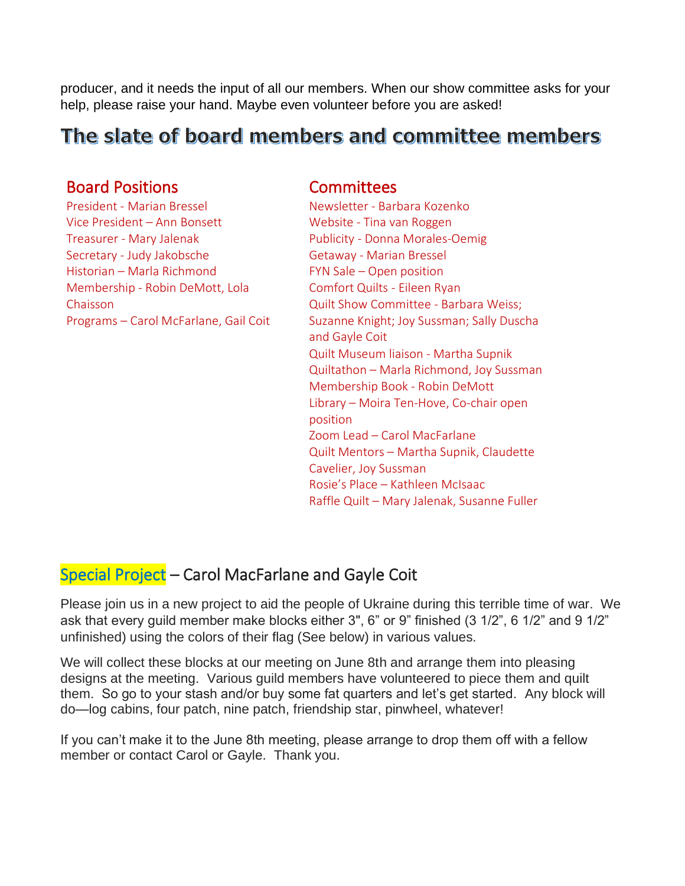producer, and it needs the input of all our members. When our show committee asks for your help, please raise your hand. Maybe even volunteer before you are asked!

# The slate of board members and committee members

## Board Positions

President - Marian Bressel
Vice President – Ann Bonsett
Treasurer - Mary Jalenak
Secretary - Judy Jakobsche
Historian – Marla Richmond
Membership - Robin DeMott, Lola Chaisson
Programs – Carol McFarlane, Gail Coit

## Committees

Newsletter - Barbara Kozenko
Website - Tina van Roggen
Publicity - Donna Morales-Oemig
Getaway - Marian Bressel
FYN Sale – Open position
Comfort Quilts - Eileen Ryan
Quilt Show Committee - Barbara Weiss; Suzanne Knight; Joy Sussman; Sally Duscha and Gayle Coit
Quilt Museum liaison - Martha Supnik
Quiltathon – Marla Richmond, Joy Sussman
Membership Book - Robin DeMott
Library – Moira Ten-Hove, Co-chair open position
Zoom Lead – Carol MacFarlane
Quilt Mentors – Martha Supnik, Claudette Cavelier, Joy Sussman
Rosie's Place – Kathleen McIsaac
Raffle Quilt – Mary Jalenak, Susanne Fuller

## Special Project – Carol MacFarlane and Gayle Coit

Please join us in a new project to aid the people of Ukraine during this terrible time of war. We ask that every guild member make blocks either 3", 6" or 9" finished (3 1/2", 6 1/2" and 9 1/2" unfinished) using the colors of their flag (See below) in various values.

We will collect these blocks at our meeting on June 8th and arrange them into pleasing designs at the meeting. Various guild members have volunteered to piece them and quilt them. So go to your stash and/or buy some fat quarters and let's get started. Any block will do—log cabins, four patch, nine patch, friendship star, pinwheel, whatever!

If you can't make it to the June 8th meeting, please arrange to drop them off with a fellow member or contact Carol or Gayle. Thank you.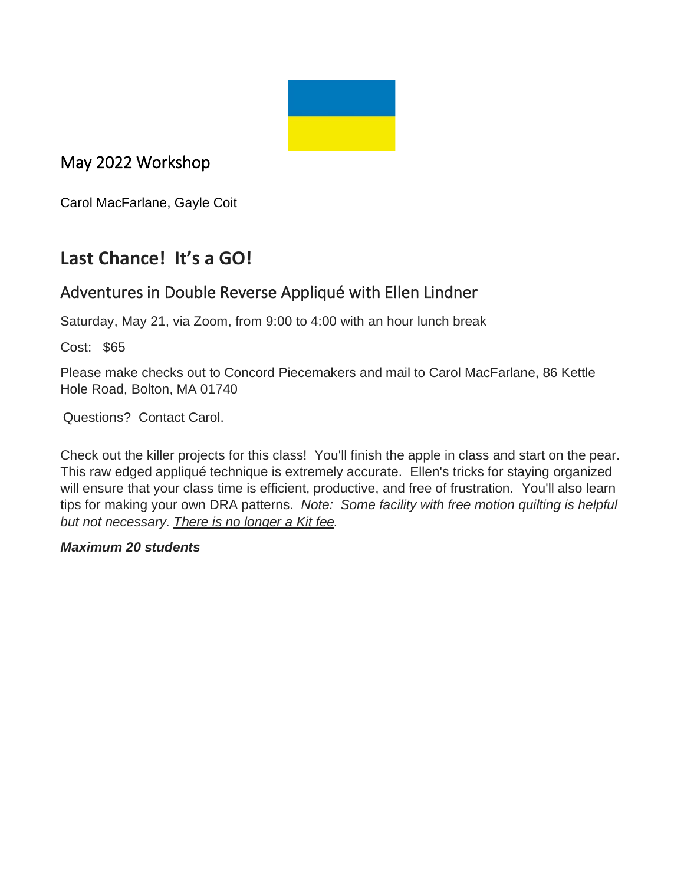## May 2022 Workshop

Carol MacFarlane, Gayle Coit

# Last Chance! It's a GO!

## Adventures in Double Reverse Appliqué with Ellen Lindner

Saturday, May 21, via Zoom, from 9:00 to 4:00 with an hour lunch break

Cost: $65

Please make checks out to Concord Piecemakers and mail to Carol MacFarlane, 86 Kettle Hole Road, Bolton, MA 01740

Questions? Contact Carol.

Check out the killer projects for this class! You'll finish the apple in class and start on the pear. This raw edged appliqué technique is extremely accurate. Ellen's tricks for staying organized will ensure that your class time is efficient, productive, and free of frustration. You'll also learn tips for making your own DRA patterns. *Note: Some facility with free motion quilting is helpful but not necessary*. *<u>There is no longer a Kit fee</u>.*

***Maximum 20 students***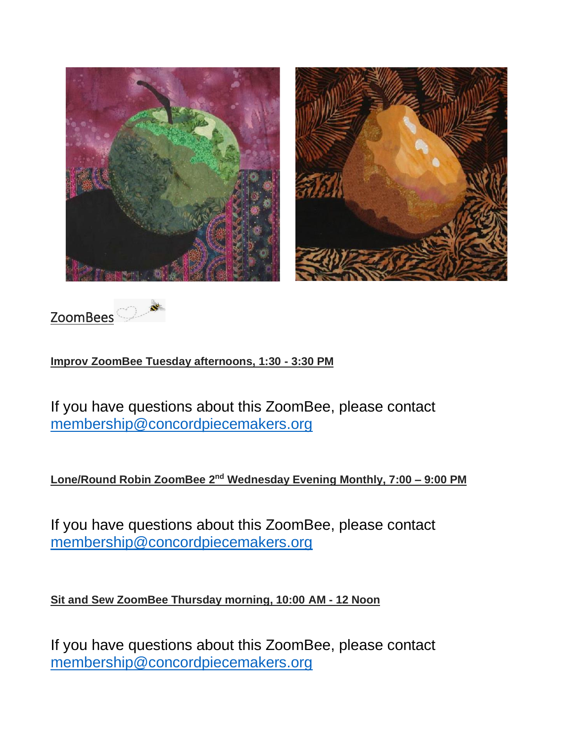## ZoomBees

**Improv ZoomBee Tuesday afternoons, 1:30 - 3:30 PM**

If you have questions about this ZoomBee, please contact membership@concordpiecemakers.org

**Lone/Round Robin ZoomBee 2nd Wednesday Evening Monthly, 7:00 – 9:00 PM**

If you have questions about this ZoomBee, please contact membership@concordpiecemakers.org

**Sit and Sew ZoomBee Thursday morning, 10:00 AM - 12 Noon**

If you have questions about this ZoomBee, please contact membership@concordpiecemakers.org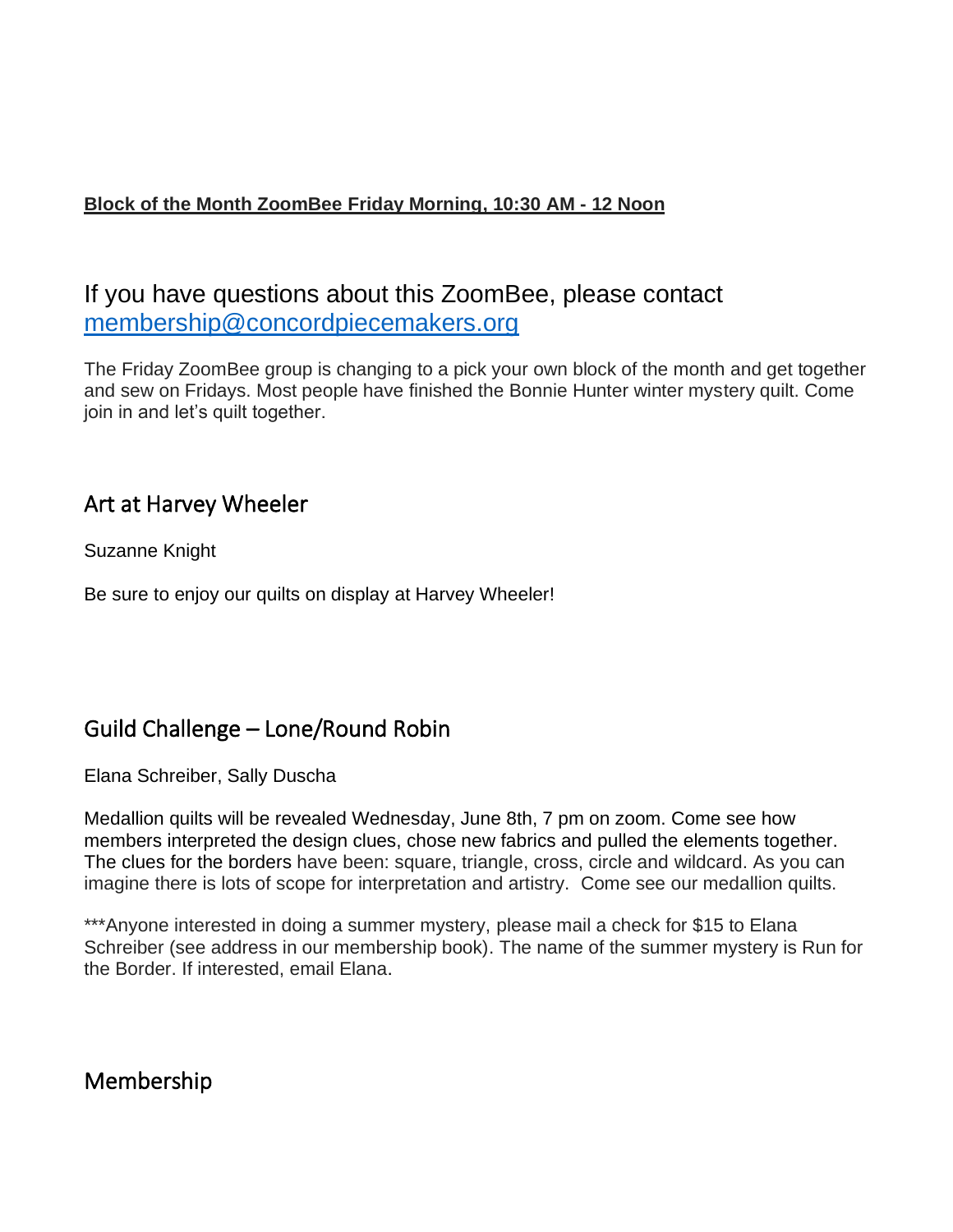**Block of the Month ZoomBee Friday Morning, 10:30 AM - 12 Noon**

If you have questions about this ZoomBee, please contact [membership@concordpiecemakers.org](mailto:membership@concordpiecemakers.org)

The Friday ZoomBee group is changing to a pick your own block of the month and get together and sew on Fridays. Most people have finished the Bonnie Hunter winter mystery quilt. Come join in and let's quilt together.

## Art at Harvey Wheeler

Suzanne Knight

Be sure to enjoy our quilts on display at Harvey Wheeler!

## Guild Challenge – Lone/Round Robin

Elana Schreiber, Sally Duscha

Medallion quilts will be revealed Wednesday, June 8th, 7 pm on zoom. Come see how members interpreted the design clues, chose new fabrics and pulled the elements together. The clues for the borders have been: square, triangle, cross, circle and wildcard. As you can imagine there is lots of scope for interpretation and artistry. Come see our medallion quilts.

***Anyone interested in doing a summer mystery, please mail a check for $15 to Elana Schreiber (see address in our membership book). The name of the summer mystery is Run for the Border. If interested, email Elana.

## Membership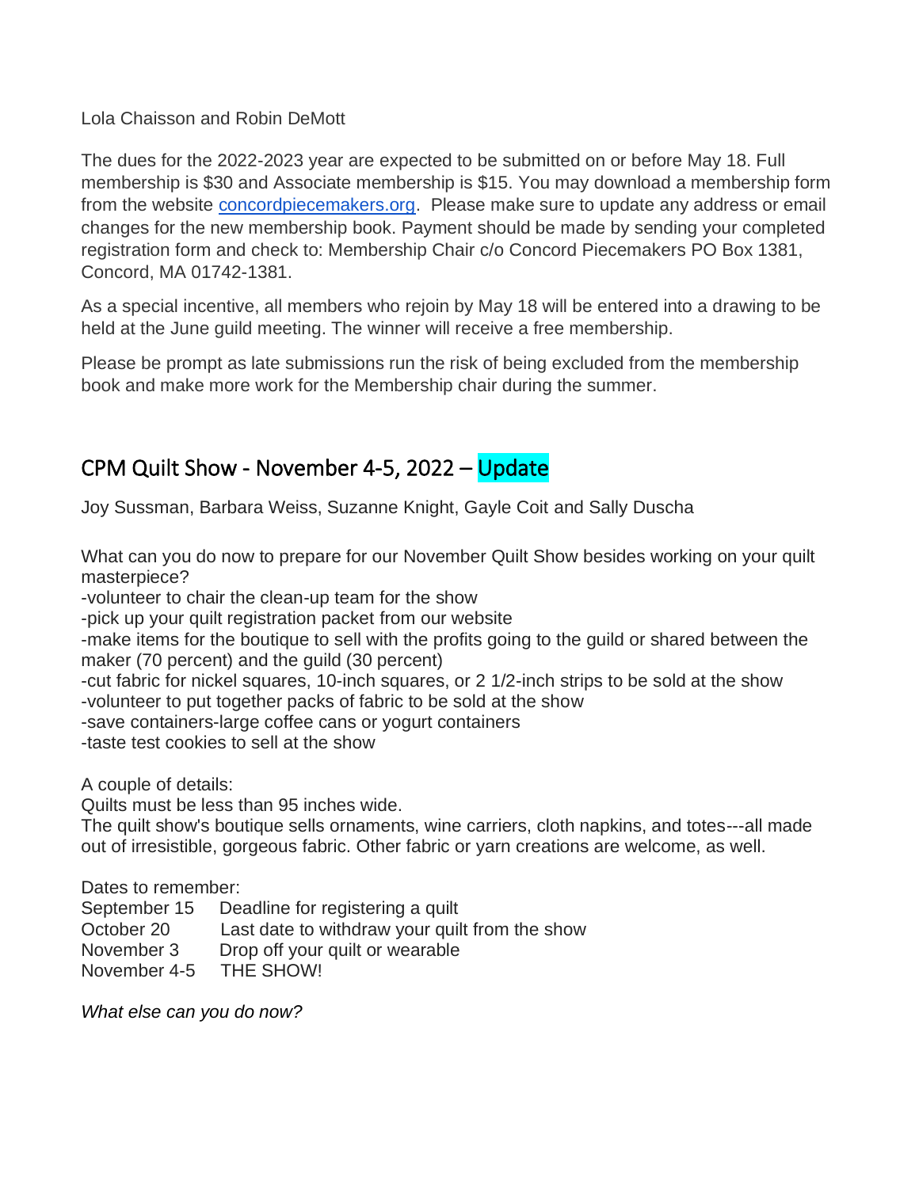Lola Chaisson and Robin DeMott

The dues for the 2022-2023 year are expected to be submitted on or before May 18. Full membership is $30 and Associate membership is $15. You may download a membership form from the website [concordpiecemakers.org](http://concordpiecemakers.org). Please make sure to update any address or email changes for the new membership book. Payment should be made by sending your completed registration form and check to: Membership Chair c/o Concord Piecemakers PO Box 1381, Concord, MA 01742-1381.

As a special incentive, all members who rejoin by May 18 will be entered into a drawing to be held at the June guild meeting. The winner will receive a free membership.

Please be prompt as late submissions run the risk of being excluded from the membership book and make more work for the Membership chair during the summer.

## CPM Quilt Show - November 4-5, 2022 – Update

Joy Sussman, Barbara Weiss, Suzanne Knight, Gayle Coit and Sally Duscha

What can you do now to prepare for our November Quilt Show besides working on your quilt masterpiece?

-volunteer to chair the clean-up team for the show
-pick up your quilt registration packet from our website
-make items for the boutique to sell with the profits going to the guild or shared between the maker (70 percent) and the guild (30 percent)
-cut fabric for nickel squares, 10-inch squares, or 2 1/2-inch strips to be sold at the show
-volunteer to put together packs of fabric to be sold at the show
-save containers-large coffee cans or yogurt containers
-taste test cookies to sell at the show

A couple of details:
Quilts must be less than 95 inches wide.
The quilt show's boutique sells ornaments, wine carriers, cloth napkins, and totes---all made out of irresistible, gorgeous fabric. Other fabric or yarn creations are welcome, as well.

Dates to remember:

| | |
|---|---|
| September 15 | Deadline for registering a quilt |
| October 20 | Last date to withdraw your quilt from the show |
| November 3 | Drop off your quilt or wearable |
| November 4-5 | THE SHOW! |

*What else can you do now?*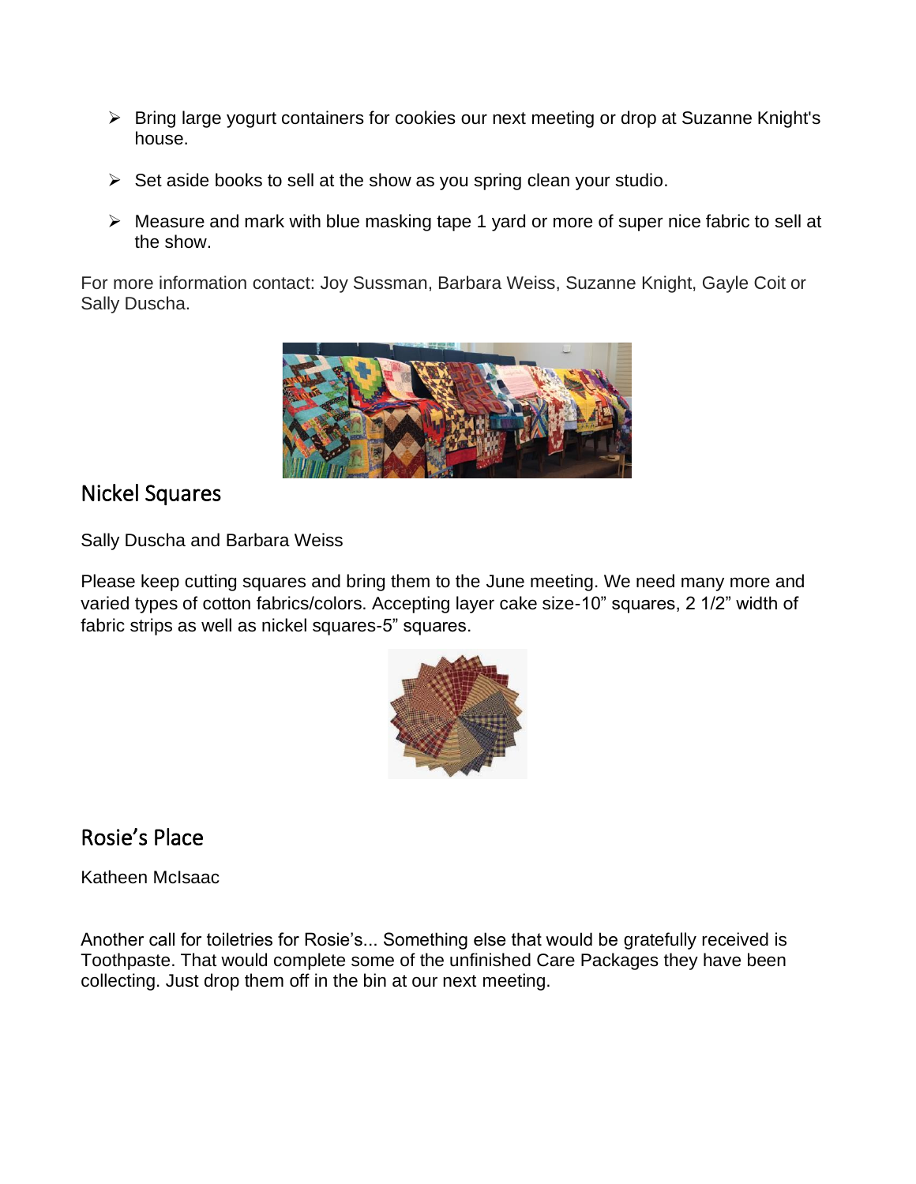- Bring large yogurt containers for cookies our next meeting or drop at Suzanne Knight's house.
- Set aside books to sell at the show as you spring clean your studio.
- Measure and mark with blue masking tape 1 yard or more of super nice fabric to sell at the show.

For more information contact: Joy Sussman, Barbara Weiss, Suzanne Knight, Gayle Coit or Sally Duscha.

## Nickel Squares

Sally Duscha and Barbara Weiss

Please keep cutting squares and bring them to the June meeting. We need many more and varied types of cotton fabrics/colors. Accepting layer cake size-10" squares, 2 1/2" width of fabric strips as well as nickel squares-5" squares.

## Rosie's Place

Katheen McIsaac

Another call for toiletries for Rosie's... Something else that would be gratefully received is Toothpaste. That would complete some of the unfinished Care Packages they have been collecting. Just drop them off in the bin at our next meeting.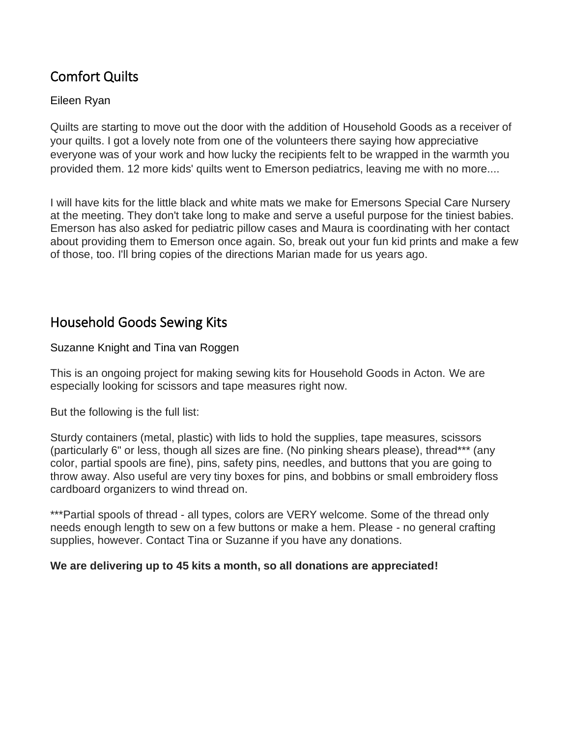## Comfort Quilts

Eileen Ryan

Quilts are starting to move out the door with the addition of Household Goods as a receiver of your quilts. I got a lovely note from one of the volunteers there saying how appreciative everyone was of your work and how lucky the recipients felt to be wrapped in the warmth you provided them. 12 more kids' quilts went to Emerson pediatrics, leaving me with no more....

I will have kits for the little black and white mats we make for Emersons Special Care Nursery at the meeting. They don't take long to make and serve a useful purpose for the tiniest babies. Emerson has also asked for pediatric pillow cases and Maura is coordinating with her contact about providing them to Emerson once again. So, break out your fun kid prints and make a few of those, too. I'll bring copies of the directions Marian made for us years ago.

## Household Goods Sewing Kits

Suzanne Knight and Tina van Roggen

This is an ongoing project for making sewing kits for Household Goods in Acton. We are especially looking for scissors and tape measures right now.

But the following is the full list:

Sturdy containers (metal, plastic) with lids to hold the supplies, tape measures, scissors (particularly 6" or less, though all sizes are fine. (No pinking shears please), thread*** (any color, partial spools are fine), pins, safety pins, needles, and buttons that you are going to throw away. Also useful are very tiny boxes for pins, and bobbins or small embroidery floss cardboard organizers to wind thread on.

***Partial spools of thread - all types, colors are VERY welcome. Some of the thread only needs enough length to sew on a few buttons or make a hem. Please - no general crafting supplies, however. Contact Tina or Suzanne if you have any donations.

**We are delivering up to 45 kits a month, so all donations are appreciated!**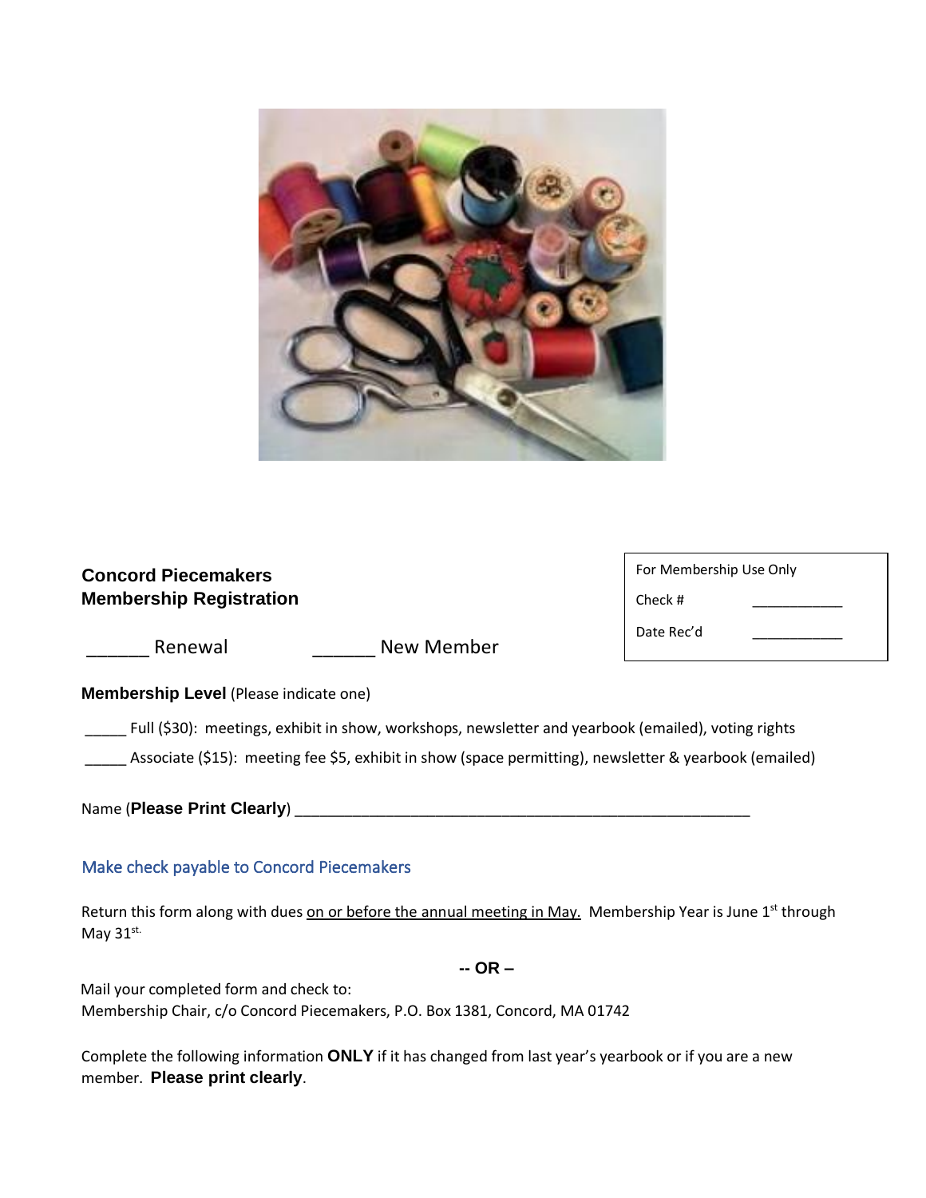**Concord Piecemakers**
**Membership Registration**

| For Membership Use Only | |
|---|---|
| Check # | ___________ |
| Date Rec'd | ___________ |

______ Renewal ______ New Member

**Membership Level** (Please indicate one)

_____ Full ($30): meetings, exhibit in show, workshops, newsletter and yearbook (emailed), voting rights

_____ Associate ($15): meeting fee $5, exhibit in show (space permitting), newsletter & yearbook (emailed)

Name (**Please Print Clearly**) ____________________________________________________

Make check payable to Concord Piecemakers

Return this form along with dues on or before the annual meeting in May. Membership Year is June 1st through May 31st.

**-- OR –**

Mail your completed form and check to:
Membership Chair, c/o Concord Piecemakers, P.O. Box 1381, Concord, MA 01742

Complete the following information **ONLY** if it has changed from last year's yearbook or if you are a new member. **Please print clearly**.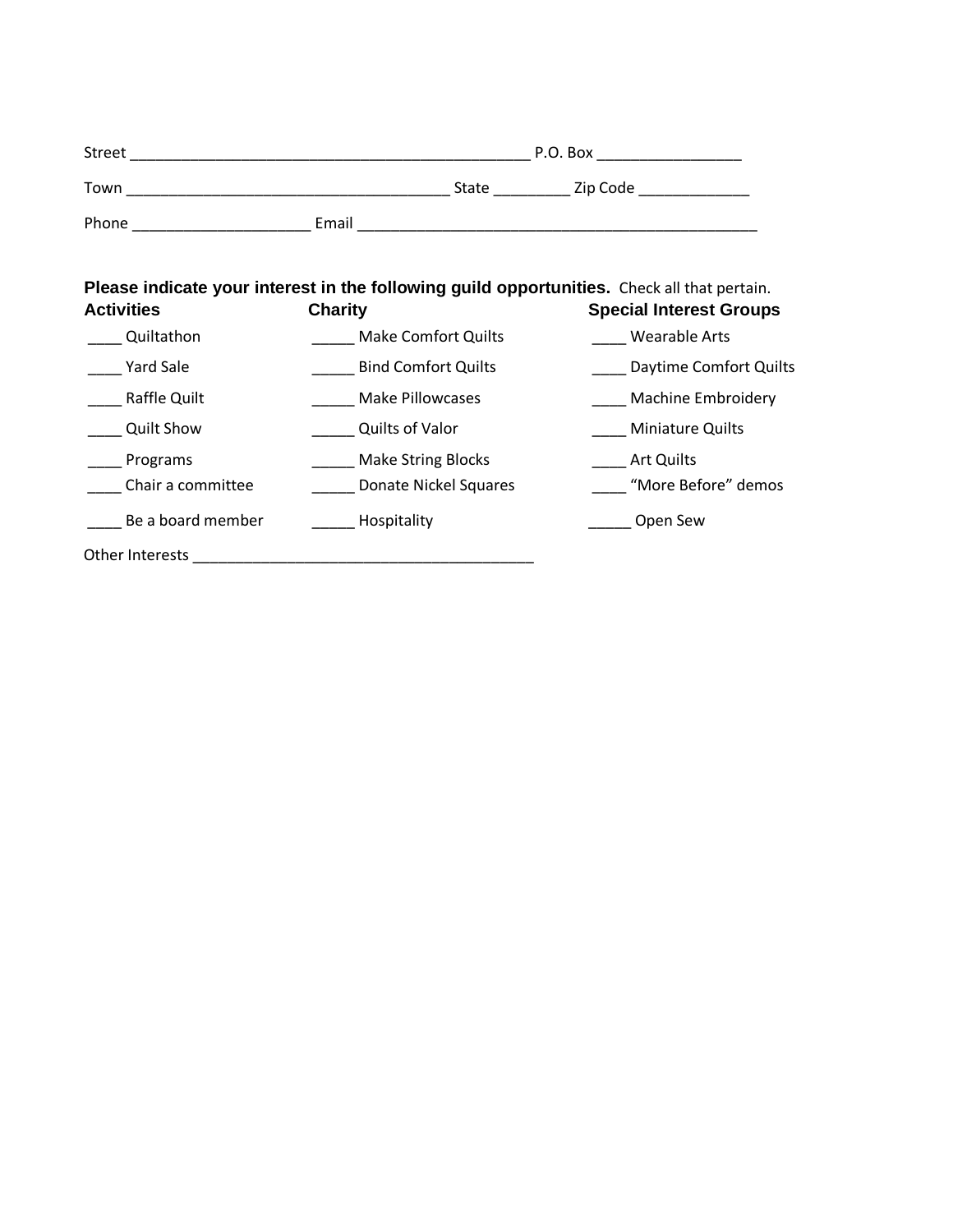Street ________________________________________________ P.O. Box _________________

Town ______________________________________ State _________ Zip Code _____________

Phone _____________________ Email ________________________________________________

**Please indicate your interest in the following guild opportunities.** Check all that pertain.

| Activities | Charity | Special Interest Groups |
|---|---|---|
| ____ Quiltathon | _____ Make Comfort Quilts | ____ Wearable Arts |
| ____ Yard Sale | _____ Bind Comfort Quilts | ____ Daytime Comfort Quilts |
| ____ Raffle Quilt | _____ Make Pillowcases | ____ Machine Embroidery |
| ____ Quilt Show | _____ Quilts of Valor | ____ Miniature Quilts |
| ____ Programs | _____ Make String Blocks | ____ Art Quilts |
| ____ Chair a committee | _____ Donate Nickel Squares | ____ "More Before" demos |
| ____ Be a board member | _____ Hospitality | _____ Open Sew |

Other Interests _________________________________________